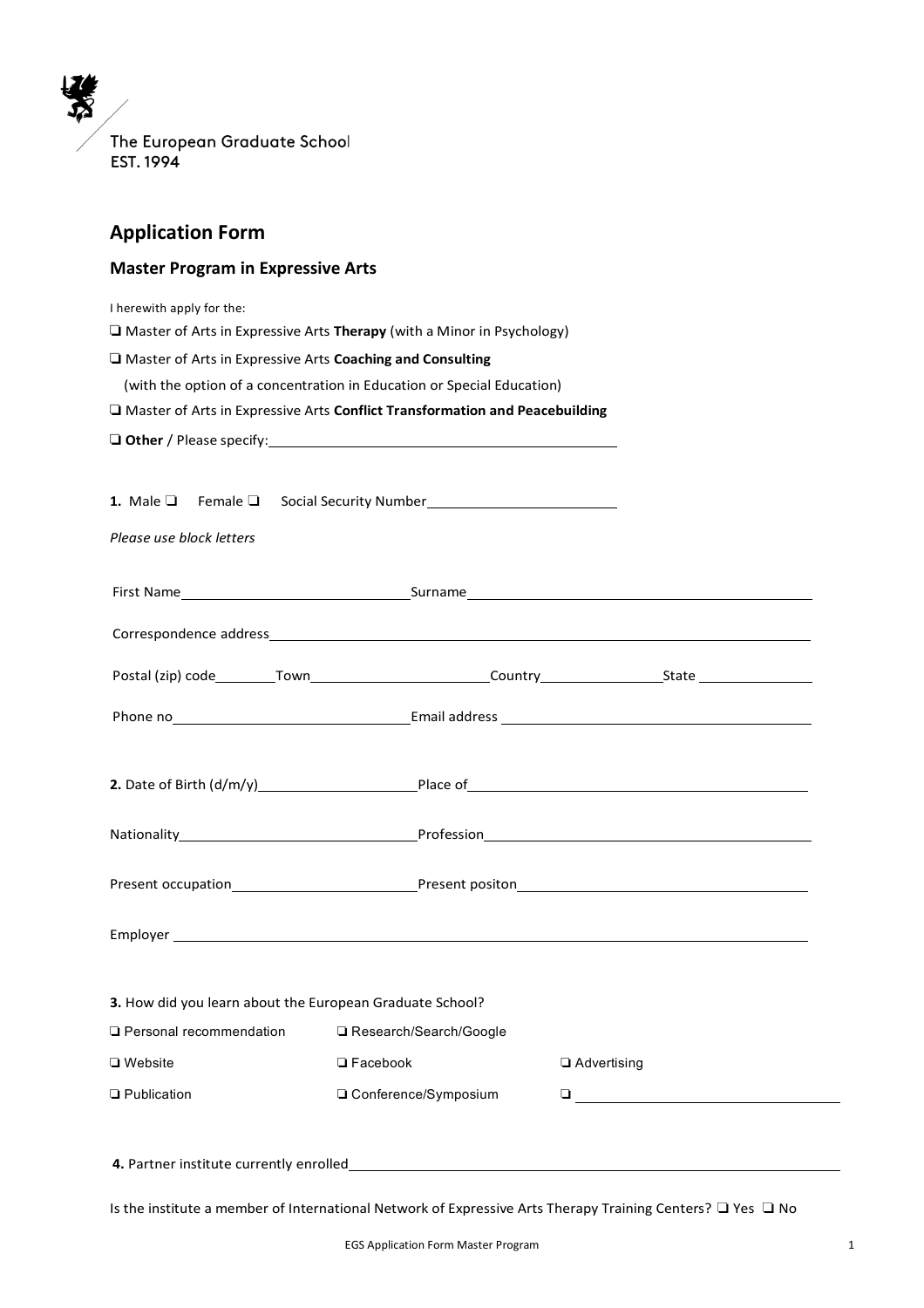The European Graduate School
EST. 1994

## Application Form

### Master Program in Expressive Arts

I herewith apply for the:

❑ Master of Arts in Expressive Arts **Therapy** (with a Minor in Psychology)

❑ Master of Arts in Expressive Arts **Coaching and Consulting**
(with the option of a concentration in Education or Special Education)

❑ Master of Arts in Expressive Arts **Conflict Transformation and Peacebuilding**

❑ **Other** / Please specify:\_\_\_\_\_\_\_\_\_\_\_\_\_\_\_\_\_\_\_\_\_\_\_\_\_\_\_\_\_\_

**1.** Male ❑ Female ❑ Social Security Number\_\_\_\_\_\_\_\_\_\_\_\_\_\_\_\_\_\_\_\_

*Please use block letters*

First Name\_\_\_\_\_\_\_\_\_\_\_\_\_\_\_\_\_\_\_\_ Surname\_\_\_\_\_\_\_\_\_\_\_\_\_\_\_\_\_\_\_\_\_\_\_\_\_\_\_\_

Correspondence address\_\_\_\_\_\_\_\_\_\_\_\_\_\_\_\_\_\_\_\_\_\_\_\_\_\_\_\_\_\_\_\_\_\_\_\_\_\_\_\_

Postal (zip) code\_\_\_\_\_\_ Town\_\_\_\_\_\_\_\_\_\_\_\_\_\_\_\_ Country\_\_\_\_\_\_\_\_\_\_\_\_ State \_\_\_\_\_\_\_\_\_\_\_\_

Phone no\_\_\_\_\_\_\_\_\_\_\_\_\_\_\_\_\_\_\_\_ Email address \_\_\_\_\_\_\_\_\_\_\_\_\_\_\_\_\_\_\_\_\_\_\_\_\_\_\_\_

**2.** Date of Birth (d/m/y)\_\_\_\_\_\_\_\_\_\_\_\_\_\_\_\_ Place of\_\_\_\_\_\_\_\_\_\_\_\_\_\_\_\_\_\_\_\_\_\_\_\_\_\_\_\_

Nationality\_\_\_\_\_\_\_\_\_\_\_\_\_\_\_\_\_\_\_\_ Profession\_\_\_\_\_\_\_\_\_\_\_\_\_\_\_\_\_\_\_\_\_\_\_\_\_\_\_\_

Present occupation\_\_\_\_\_\_\_\_\_\_\_\_\_\_\_\_ Present positon\_\_\_\_\_\_\_\_\_\_\_\_\_\_\_\_\_\_\_\_\_\_\_\_\_\_\_\_

Employer \_\_\_\_\_\_\_\_\_\_\_\_\_\_\_\_\_\_\_\_\_\_\_\_\_\_\_\_\_\_\_\_\_\_\_\_\_\_\_\_\_\_\_\_\_\_\_\_\_\_\_\_\_\_

**3.** How did you learn about the European Graduate School?

| | | |
|---|---|---|
| ❑ Personal recommendation | ❑ Research/Search/Google | |
| ❑ Website | ❑ Facebook | ❑ Advertising |
| ❑ Publication | ❑ Conference/Symposium | ❑ \_\_\_\_\_\_\_\_\_\_\_\_\_\_\_\_ |

**4.** Partner institute currently enrolled\_\_\_\_\_\_\_\_\_\_\_\_\_\_\_\_\_\_\_\_\_\_\_\_\_\_\_\_\_\_\_\_\_\_\_\_\_\_\_\_

Is the institute a member of International Network of Expressive Arts Therapy Training Centers? ❑ Yes ❑ No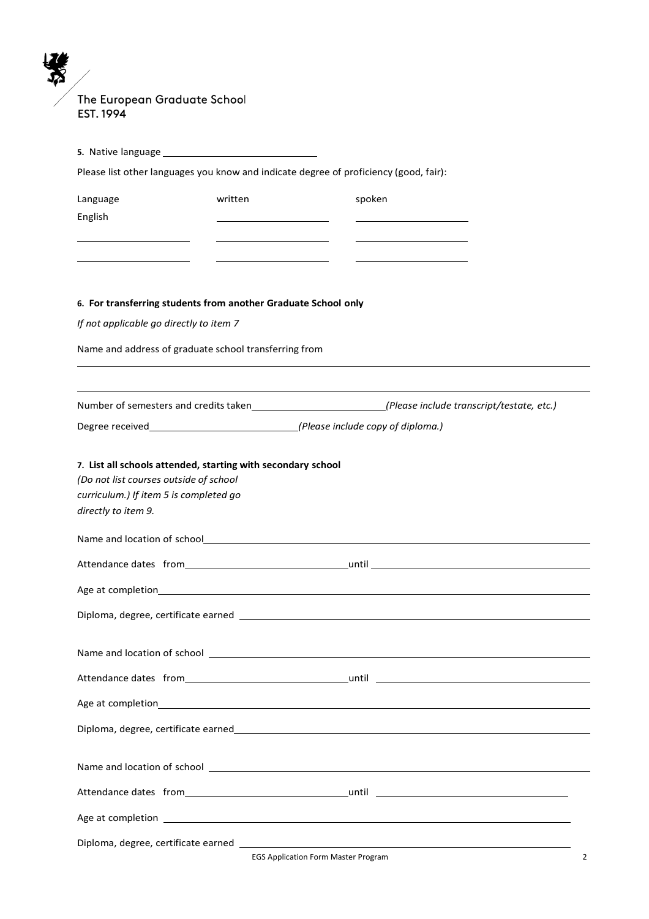The European Graduate School
EST. 1994

**5.** Native language ____________________

Please list other languages you know and indicate degree of proficiency (good, fair):

| Language | written | spoken |
|---|---|---|
| English | | |
| | | |
| | | |

**6. For transferring students from another Graduate School only**

*If not applicable go directly to item 7*

Name and address of graduate school transferring from

______________________________________________

______________________________________________

Number of semesters and credits taken ____________________ *(Please include transcript/testate, etc.)*

Degree received ____________________ *(Please include copy of diploma.)*

**7. List all schools attended, starting with secondary school**

*(Do not list courses outside of school curriculum.) If item 5 is completed go directly to item 9.*

Name and location of school ____________________

Attendance dates from ____________________ until ____________________

Age at completion ____________________

Diploma, degree, certificate earned ____________________

Name and location of school ____________________

Attendance dates from ____________________ until ____________________

Age at completion ____________________

Diploma, degree, certificate earned ____________________

Name and location of school ____________________

Attendance dates from ____________________ until ____________________

Age at completion ____________________

Diploma, degree, certificate earned ____________________

EGS Application Form Master Program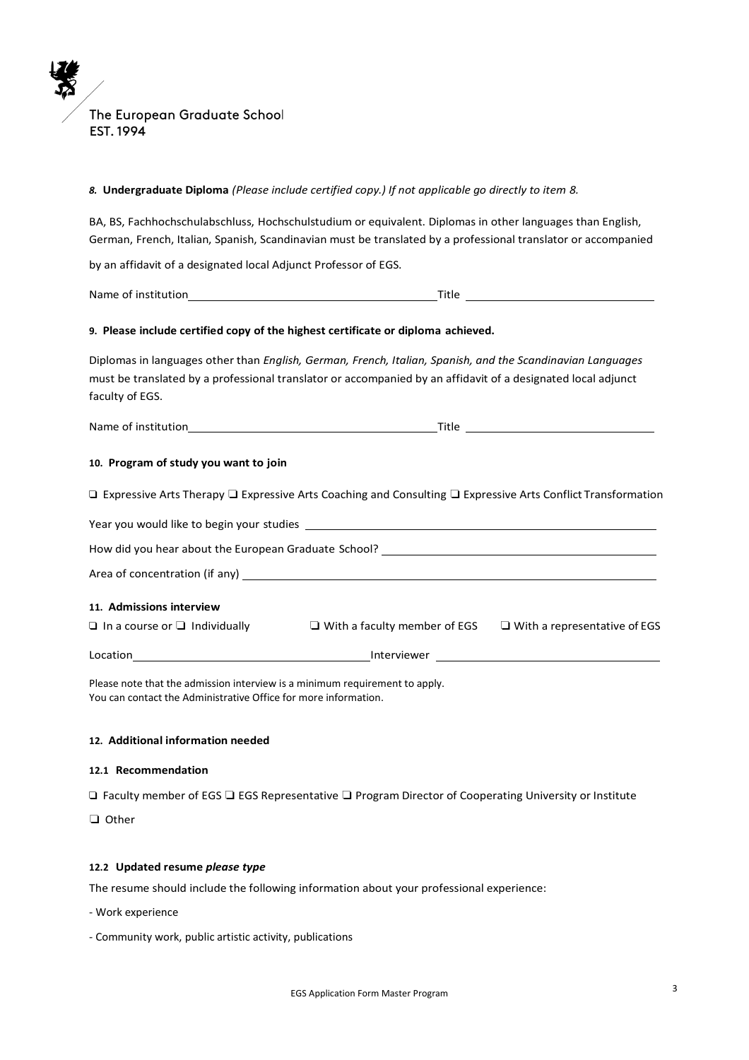*8.* **Undergraduate Diploma** *(Please include certified copy.) If not applicable go directly to item 8.*

BA, BS, Fachhochschulabschluss, Hochschulstudium or equivalent. Diplomas in other languages than English, German, French, Italian, Spanish, Scandinavian must be translated by a professional translator or accompanied by an affidavit of a designated local Adjunct Professor of EGS.

Name of institution\_\_\_\_\_\_\_\_\_\_\_\_\_\_\_\_\_\_\_\_\_\_\_\_\_\_\_\_\_\_\_\_\_\_\_\_\_\_\_\_ Title \_\_\_\_\_\_\_\_\_\_\_\_\_\_\_\_\_\_\_\_\_\_\_\_\_\_\_\_\_\_\_\_

**9. Please include certified copy of the highest certificate or diploma achieved.**

Diplomas in languages other than *English, German, French, Italian, Spanish, and the Scandinavian Languages* must be translated by a professional translator or accompanied by an affidavit of a designated local adjunct faculty of EGS.

Name of institution\_\_\_\_\_\_\_\_\_\_\_\_\_\_\_\_\_\_\_\_\_\_\_\_\_\_\_\_\_\_\_\_\_\_\_\_\_\_\_\_ Title \_\_\_\_\_\_\_\_\_\_\_\_\_\_\_\_\_\_\_\_\_\_\_\_\_\_\_\_\_\_\_\_

**10. Program of study you want to join**

❑ Expressive Arts Therapy ❑ Expressive Arts Coaching and Consulting ❑ Expressive Arts Conflict Transformation

Year you would like to begin your studies \_\_\_\_\_\_\_\_\_\_\_\_\_\_\_\_\_\_\_\_\_\_\_\_\_\_\_\_\_\_\_\_\_\_\_\_\_\_\_\_\_\_\_\_\_\_\_\_\_\_\_\_\_\_

How did you hear about the European Graduate School? \_\_\_\_\_\_\_\_\_\_\_\_\_\_\_\_\_\_\_\_\_\_\_\_\_\_\_\_\_\_\_\_\_\_\_\_\_\_\_\_\_\_

Area of concentration (if any) \_\_\_\_\_\_\_\_\_\_\_\_\_\_\_\_\_\_\_\_\_\_\_\_\_\_\_\_\_\_\_\_\_\_\_\_\_\_\_\_\_\_\_\_\_\_\_\_\_\_\_\_\_\_\_\_\_\_\_\_\_\_\_\_\_\_

**11. Admissions interview**

❑ In a course or ❑ Individually ❑ With a faculty member of EGS ❑ With a representative of EGS

Location\_\_\_\_\_\_\_\_\_\_\_\_\_\_\_\_\_\_\_\_\_\_\_\_\_\_\_\_\_\_\_\_\_\_\_\_\_\_\_\_ Interviewer \_\_\_\_\_\_\_\_\_\_\_\_\_\_\_\_\_\_\_\_\_\_\_\_\_\_\_\_\_\_\_\_\_\_\_\_\_\_

Please note that the admission interview is a minimum requirement to apply.
You can contact the Administrative Office for more information.

**12. Additional information needed**

**12.1 Recommendation**

❑ Faculty member of EGS ❑ EGS Representative ❑ Program Director of Cooperating University or Institute

❑ Other

**12.2 Updated resume *please type***

The resume should include the following information about your professional experience:

- Work experience
- Community work, public artistic activity, publications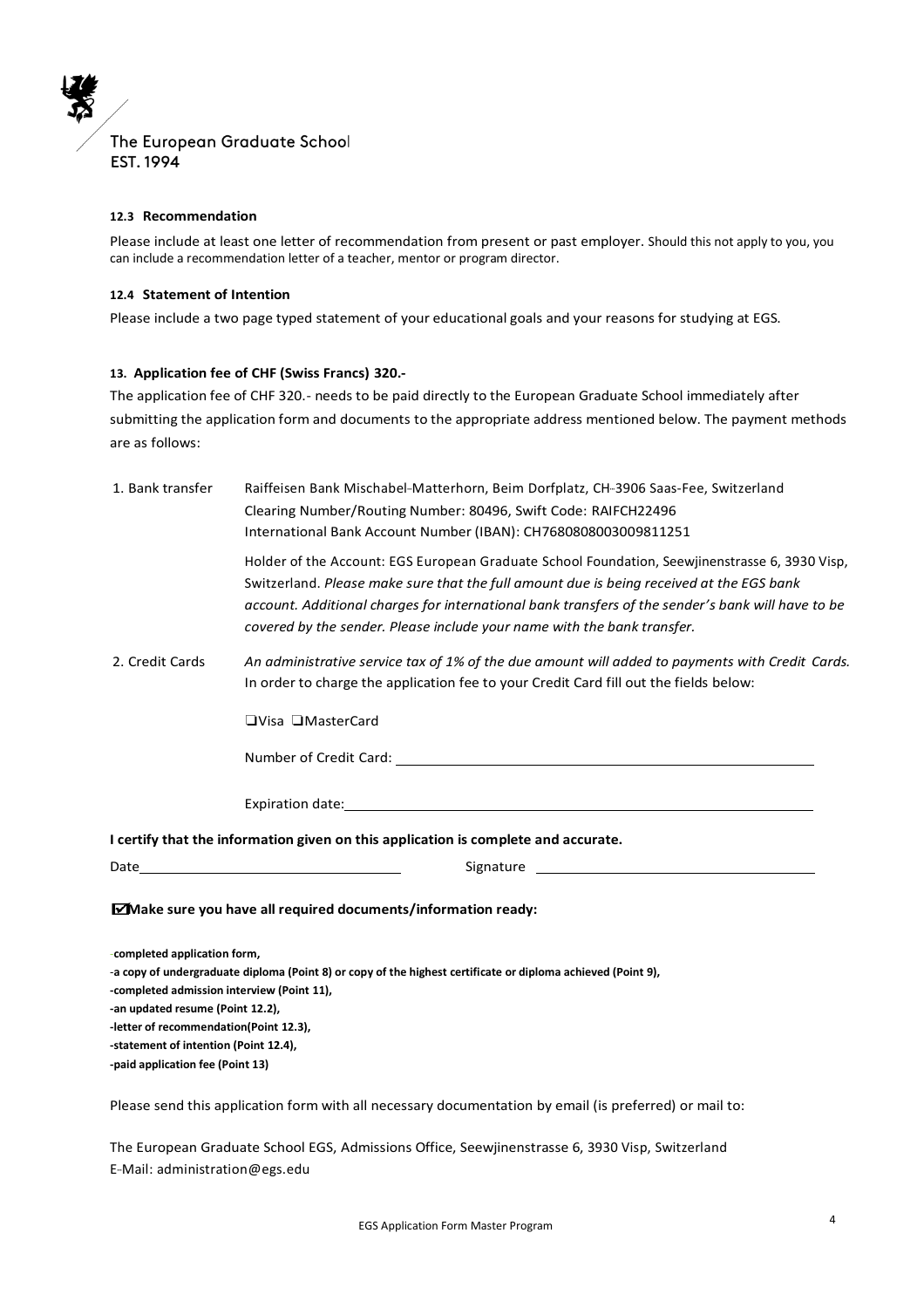The European Graduate School
EST. 1994

#### 12.3 Recommendation

Please include at least one letter of recommendation from present or past employer. Should this not apply to you, you can include a recommendation letter of a teacher, mentor or program director.

#### 12.4 Statement of Intention

Please include a two page typed statement of your educational goals and your reasons for studying at EGS.

### 13. Application fee of CHF (Swiss Francs) 320.-

The application fee of CHF 320.- needs to be paid directly to the European Graduate School immediately after submitting the application form and documents to the appropriate address mentioned below. The payment methods are as follows:

| | |
|---|---|
| 1. Bank transfer | Raiffeisen Bank Mischabel-Matterhorn, Beim Dorfplatz, CH-3906 Saas-Fee, Switzerland<br>Clearing Number/Routing Number: 80496, Swift Code: RAIFCH22496<br>International Bank Account Number (IBAN): CH7680808003009811251<br><br>Holder of the Account: EGS European Graduate School Foundation, Seewjinenstrasse 6, 3930 Visp, Switzerland. *Please make sure that the full amount due is being received at the EGS bank account. Additional charges for international bank transfers of the sender's bank will have to be covered by the sender. Please include your name with the bank transfer.* |
| 2. Credit Cards | *An administrative service tax of 1% of the due amount will added to payments with Credit Cards.* In order to charge the application fee to your Credit Card fill out the fields below:<br><br>❑Visa ❑MasterCard<br><br>Number of Credit Card: ______________________________<br><br>Expiration date: ______________________________ |

**I certify that the information given on this application is complete and accurate.**

Date ______________________ Signature ______________________

**☑Make sure you have all required documents/information ready:**

- **completed application form,**
- **a copy of undergraduate diploma (Point 8) or copy of the highest certificate or diploma achieved (Point 9),**
- **completed admission interview (Point 11),**
- **an updated resume (Point 12.2),**
- **letter of recommendation(Point 12.3),**
- **statement of intention (Point 12.4),**
- **paid application fee (Point 13)**

Please send this application form with all necessary documentation by email (is preferred) or mail to:

The European Graduate School EGS, Admissions Office, Seewjinenstrasse 6, 3930 Visp, Switzerland
E-Mail: administration@egs.edu